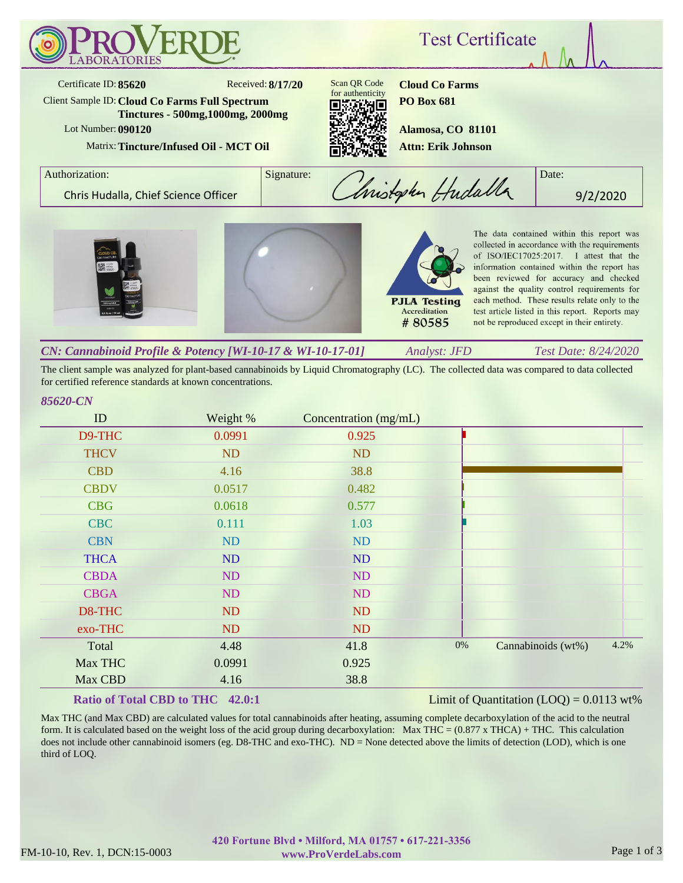# ProVerde Laboratories

## Test Certificate

Certificate ID: **85620**  
Received: **8/17/20**  
Client Sample ID: **Cloud Co Farms Full Spectrum Tinctures - 500mg,1000mg, 2000mg**  
Lot Number: **090120**  
Matrix: **Tincture/Infused Oil - MCT Oil**

Scan QR Code for authenticity

**Cloud Co Farms**  
**PO Box 681**  
**Alamosa, CO 81101**  
**Attn: Erik Johnson**

| Authorization: | Signature: | Date: |
|---|---|---|
| Chris Hudalla, Chief Science Officer | Christopher Hudalla | 9/2/2020 |

PJLA Testing Accreditation # 80585

The data contained within this report was collected in accordance with the requirements of ISO/IEC17025:2017. I attest that the information contained within the report has been reviewed for accuracy and checked against the quality control requirements for each method. These results relate only to the test article listed in this report. Reports may not be reproduced except in their entirety.

### *CN: Cannabinoid Profile & Potency [WI-10-17 & WI-10-17-01]*

*Analyst: JFD* *Test Date: 8/24/2020*

The client sample was analyzed for plant-based cannabinoids by Liquid Chromatography (LC). The collected data was compared to data collected for certified reference standards at known concentrations.

*85620-CN*

| ID | Weight % | Concentration (mg/mL) |
|---|---|---|
| D9-THC | 0.0991 | 0.925 |
| THCV | ND | ND |
| CBD | 4.16 | 38.8 |
| CBDV | 0.0517 | 0.482 |
| CBG | 0.0618 | 0.577 |
| CBC | 0.111 | 1.03 |
| CBN | ND | ND |
| THCA | ND | ND |
| CBDA | ND | ND |
| CBGA | ND | ND |
| D8-THC | ND | ND |
| exo-THC | ND | ND |
| Total | 4.48 | 41.8 |
| Max THC | 0.0991 | 0.925 |
| Max CBD | 4.16 | 38.8 |

Chart scale: 0% – Cannabinoids (wt%) – 4.2%

**Ratio of Total CBD to THC 42.0:1**

Limit of Quantitation (LOQ) = 0.0113 wt%

Max THC (and Max CBD) are calculated values for total cannabinoids after heating, assuming complete decarboxylation of the acid to the neutral form. It is calculated based on the weight loss of the acid group during decarboxylation: Max THC = (0.877 x THCA) + THC. This calculation does not include other cannabinoid isomers (eg. D8-THC and exo-THC). ND = None detected above the limits of detection (LOD), which is one third of LOQ.

420 Fortune Blvd • Milford, MA 01757 • 617-221-3356  
www.ProVerdeLabs.com

FM-10-10, Rev. 1, DCN:15-0003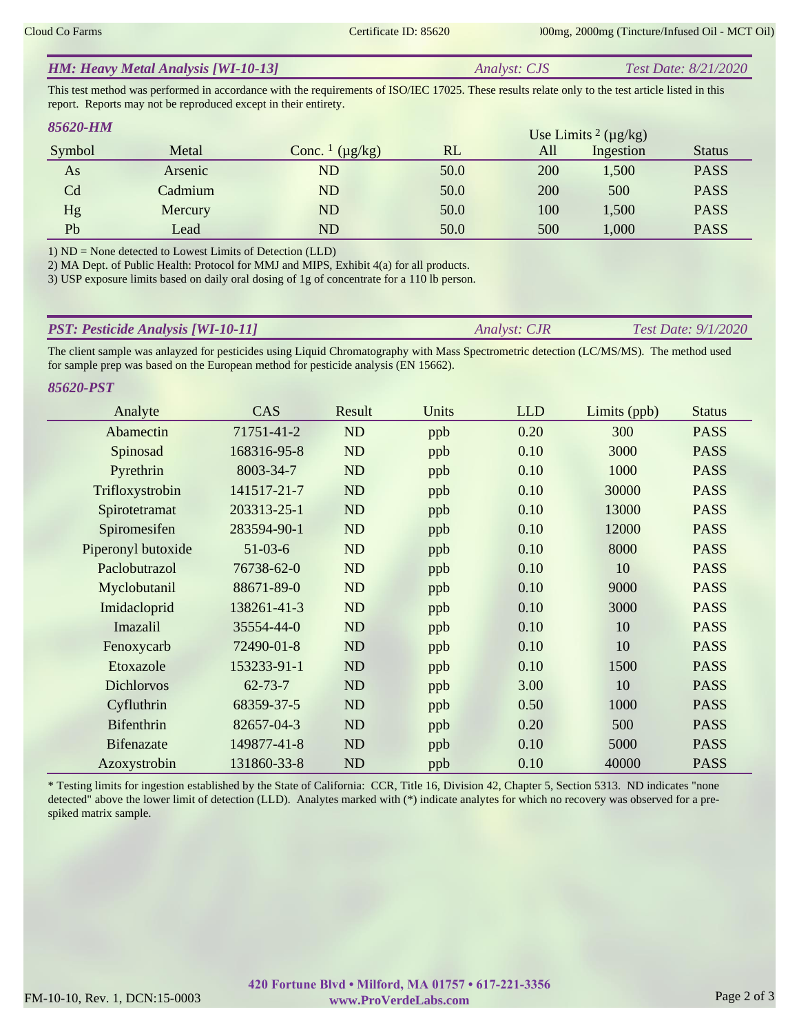## HM: Heavy Metal Analysis [WI-10-13]

*Analyst: CJS* *Test Date: 8/21/2020*

This test method was performed in accordance with the requirements of ISO/IEC 17025. These results relate only to the test article listed in this report. Reports may not be reproduced except in their entirety.

### 85620-HM

| Symbol | Metal | Conc. [1] (µg/kg) | RL | Use Limits [2] (µg/kg) | | Status |
|---|---|---|---|---|---|---|
| | | | | All | Ingestion | |
| As | Arsenic | ND | 50.0 | 200 | 1,500 | PASS |
| Cd | Cadmium | ND | 50.0 | 200 | 500 | PASS |
| Hg | Mercury | ND | 50.0 | 100 | 1,500 | PASS |
| Pb | Lead | ND | 50.0 | 500 | 1,000 | PASS |

1) ND = None detected to Lowest Limits of Detection (LLD)
2) MA Dept. of Public Health: Protocol for MMJ and MIPS, Exhibit 4(a) for all products.
3) USP exposure limits based on daily oral dosing of 1g of concentrate for a 110 lb person.

## PST: Pesticide Analysis [WI-10-11]

*Analyst: CJR* *Test Date: 9/1/2020*

The client sample was anlayzed for pesticides using Liquid Chromatography with Mass Spectrometric detection (LC/MS/MS). The method used for sample prep was based on the European method for pesticide analysis (EN 15662).

### 85620-PST

| Analyte | CAS | Result | Units | LLD | Limits (ppb) | Status |
|---|---|---|---|---|---|---|
| Abamectin | 71751-41-2 | ND | ppb | 0.20 | 300 | PASS |
| Spinosad | 168316-95-8 | ND | ppb | 0.10 | 3000 | PASS |
| Pyrethrin | 8003-34-7 | ND | ppb | 0.10 | 1000 | PASS |
| Trifloxystrobin | 141517-21-7 | ND | ppb | 0.10 | 30000 | PASS |
| Spirotetramat | 203313-25-1 | ND | ppb | 0.10 | 13000 | PASS |
| Spiromesifen | 283594-90-1 | ND | ppb | 0.10 | 12000 | PASS |
| Piperonyl butoxide | 51-03-6 | ND | ppb | 0.10 | 8000 | PASS |
| Paclobutrazol | 76738-62-0 | ND | ppb | 0.10 | 10 | PASS |
| Myclobutanil | 88671-89-0 | ND | ppb | 0.10 | 9000 | PASS |
| Imidacloprid | 138261-41-3 | ND | ppb | 0.10 | 3000 | PASS |
| Imazalil | 35554-44-0 | ND | ppb | 0.10 | 10 | PASS |
| Fenoxycarb | 72490-01-8 | ND | ppb | 0.10 | 10 | PASS |
| Etoxazole | 153233-91-1 | ND | ppb | 0.10 | 1500 | PASS |
| Dichlorvos | 62-73-7 | ND | ppb | 3.00 | 10 | PASS |
| Cyfluthrin | 68359-37-5 | ND | ppb | 0.50 | 1000 | PASS |
| Bifenthrin | 82657-04-3 | ND | ppb | 0.20 | 500 | PASS |
| Bifenazate | 149877-41-8 | ND | ppb | 0.10 | 5000 | PASS |
| Azoxystrobin | 131860-33-8 | ND | ppb | 0.10 | 40000 | PASS |

* Testing limits for ingestion established by the State of California: CCR, Title 16, Division 42, Chapter 5, Section 5313. ND indicates "none detected" above the lower limit of detection (LLD). Analytes marked with (*) indicate analytes for which no recovery was observed for a pre-spiked matrix sample.

**420 Fortune Blvd • Milford, MA 01757 • 617-221-3356**
**www.ProVerdeLabs.com**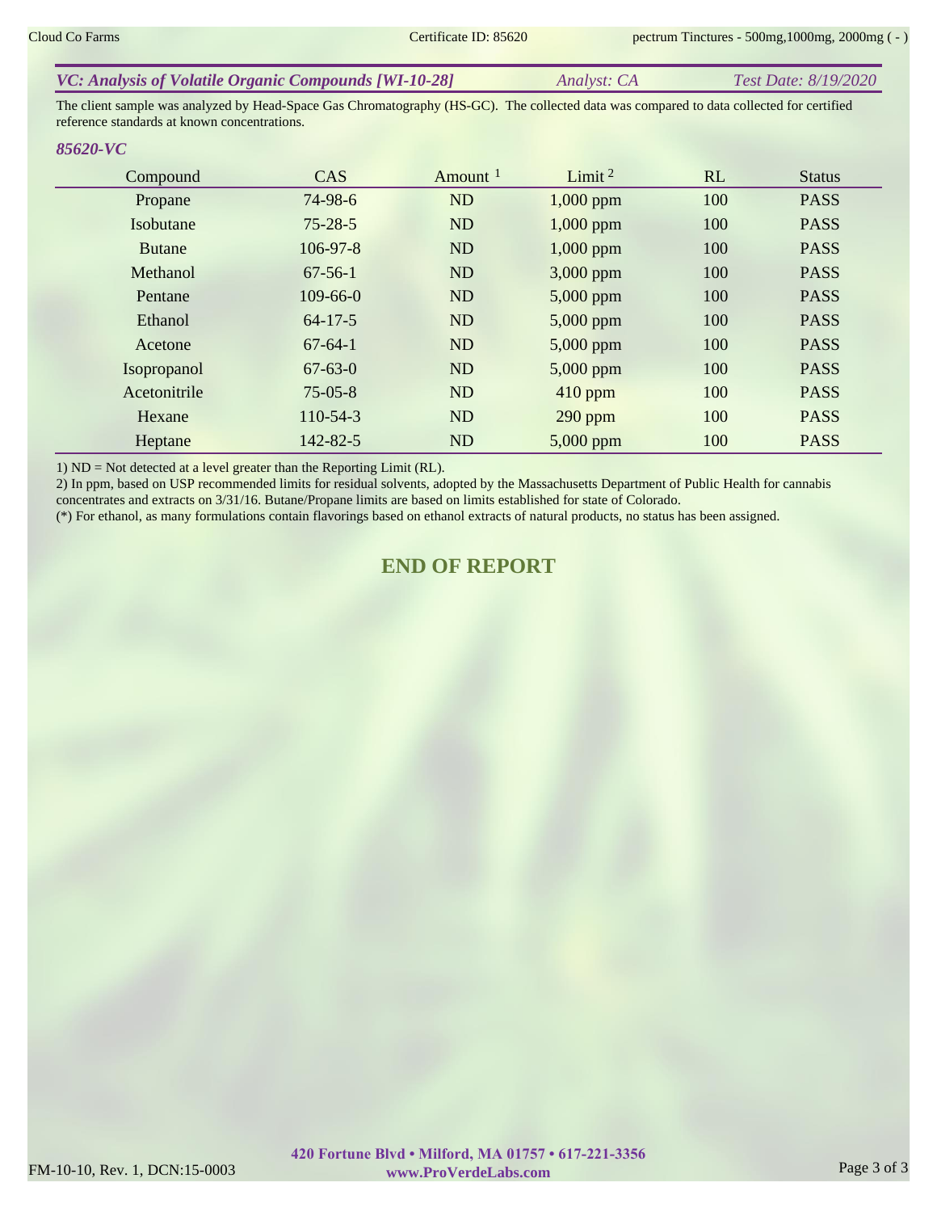## *VC: Analysis of Volatile Organic Compounds [WI-10-28]*   *Analyst: CA*   *Test Date: 8/19/2020*

The client sample was analyzed by Head-Space Gas Chromatography (HS-GC). The collected data was compared to data collected for certified reference standards at known concentrations.

### *85620-VC*

| Compound | CAS | Amount [1] | Limit [2] | RL | Status |
|---|---|---|---|---|---|
| Propane | 74-98-6 | ND | 1,000 ppm | 100 | PASS |
| Isobutane | 75-28-5 | ND | 1,000 ppm | 100 | PASS |
| Butane | 106-97-8 | ND | 1,000 ppm | 100 | PASS |
| Methanol | 67-56-1 | ND | 3,000 ppm | 100 | PASS |
| Pentane | 109-66-0 | ND | 5,000 ppm | 100 | PASS |
| Ethanol | 64-17-5 | ND | 5,000 ppm | 100 | PASS |
| Acetone | 67-64-1 | ND | 5,000 ppm | 100 | PASS |
| Isopropanol | 67-63-0 | ND | 5,000 ppm | 100 | PASS |
| Acetonitrile | 75-05-8 | ND | 410 ppm | 100 | PASS |
| Hexane | 110-54-3 | ND | 290 ppm | 100 | PASS |
| Heptane | 142-82-5 | ND | 5,000 ppm | 100 | PASS |

1) ND = Not detected at a level greater than the Reporting Limit (RL).
2) In ppm, based on USP recommended limits for residual solvents, adopted by the Massachusetts Department of Public Health for cannabis concentrates and extracts on 3/31/16. Butane/Propane limits are based on limits established for state of Colorado.
(*) For ethanol, as many formulations contain flavorings based on ethanol extracts of natural products, no status has been assigned.

## END OF REPORT

FM-10-10, Rev. 1, DCN:15-0003

**420 Fortune Blvd • Milford, MA 01757 • 617-221-3356**
**www.ProVerdeLabs.com**